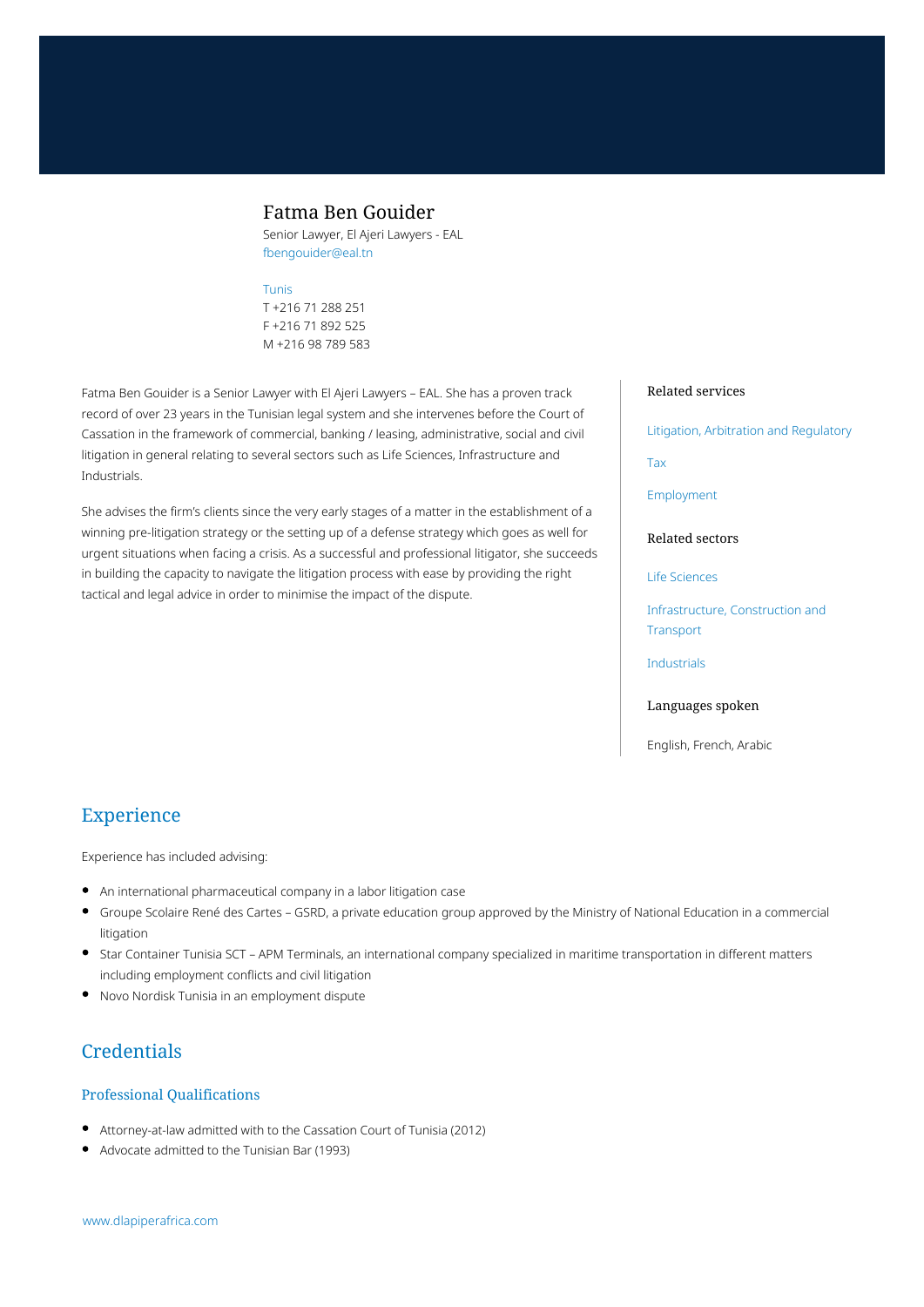# Fatma Ben Gouider

Senior Lawyer, El Ajeri Lawyers - EAL
fbengouider@eal.tn

Tunis
T +216 71 288 251
F +216 71 892 525
M +216 98 789 583

Fatma Ben Gouider is a Senior Lawyer with El Ajeri Lawyers – EAL. She has a proven track record of over 23 years in the Tunisian legal system and she intervenes before the Court of Cassation in the framework of commercial, banking / leasing, administrative, social and civil litigation in general relating to several sectors such as Life Sciences, Infrastructure and Industrials.

She advises the firm's clients since the very early stages of a matter in the establishment of a winning pre-litigation strategy or the setting up of a defense strategy which goes as well for urgent situations when facing a crisis. As a successful and professional litigator, she succeeds in building the capacity to navigate the litigation process with ease by providing the right tactical and legal advice in order to minimise the impact of the dispute.

### Related services

Litigation, Arbitration and Regulatory

Tax

Employment

### Related sectors

Life Sciences

Infrastructure, Construction and Transport

Industrials

### Languages spoken

English, French, Arabic

## Experience

Experience has included advising:

- An international pharmaceutical company in a labor litigation case
- Groupe Scolaire René des Cartes – GSRD, a private education group approved by the Ministry of National Education in a commercial litigation
- Star Container Tunisia SCT – APM Terminals, an international company specialized in maritime transportation in different matters including employment conflicts and civil litigation
- Novo Nordisk Tunisia in an employment dispute

## Credentials

### Professional Qualifications

- Attorney-at-law admitted with to the Cassation Court of Tunisia (2012)
- Advocate admitted to the Tunisian Bar (1993)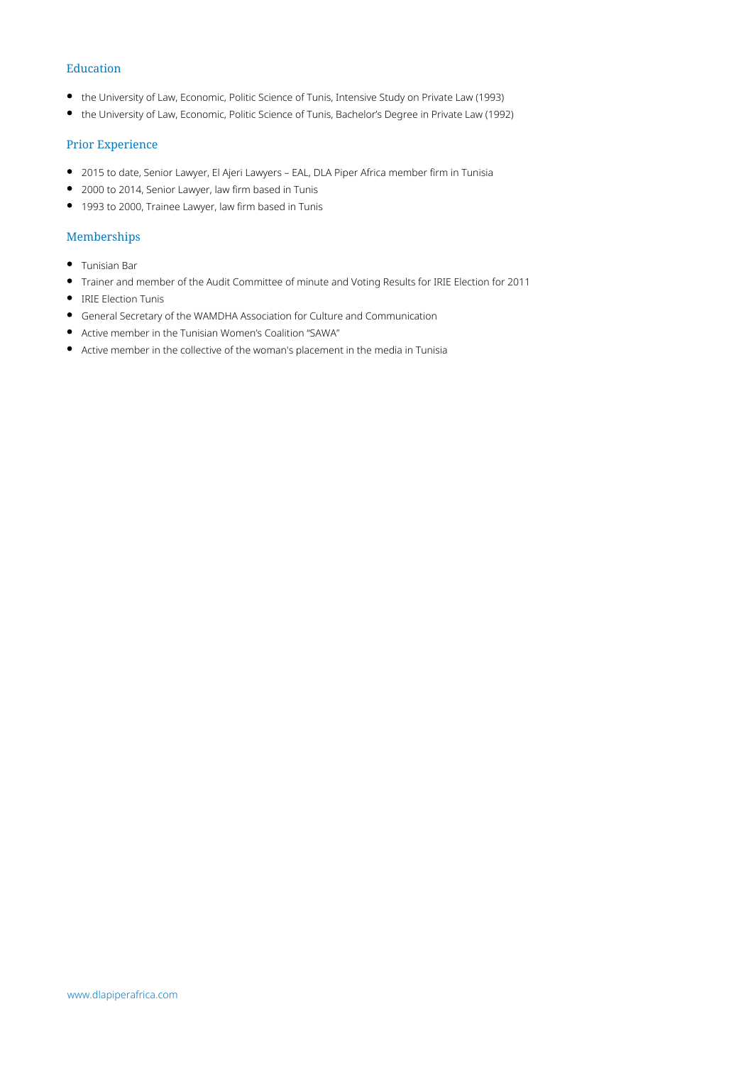## Education

- the University of Law, Economic, Politic Science of Tunis, Intensive Study on Private Law (1993)
- the University of Law, Economic, Politic Science of Tunis, Bachelor's Degree in Private Law (1992)

## Prior Experience

- 2015 to date, Senior Lawyer, El Ajeri Lawyers – EAL, DLA Piper Africa member firm in Tunisia
- 2000 to 2014, Senior Lawyer, law firm based in Tunis
- 1993 to 2000, Trainee Lawyer, law firm based in Tunis

## Memberships

- Tunisian Bar
- Trainer and member of the Audit Committee of minute and Voting Results for IRIE Election for 2011
- IRIE Election Tunis
- General Secretary of the WAMDHA Association for Culture and Communication
- Active member in the Tunisian Women's Coalition "SAWA"
- Active member in the collective of the woman's placement in the media in Tunisia